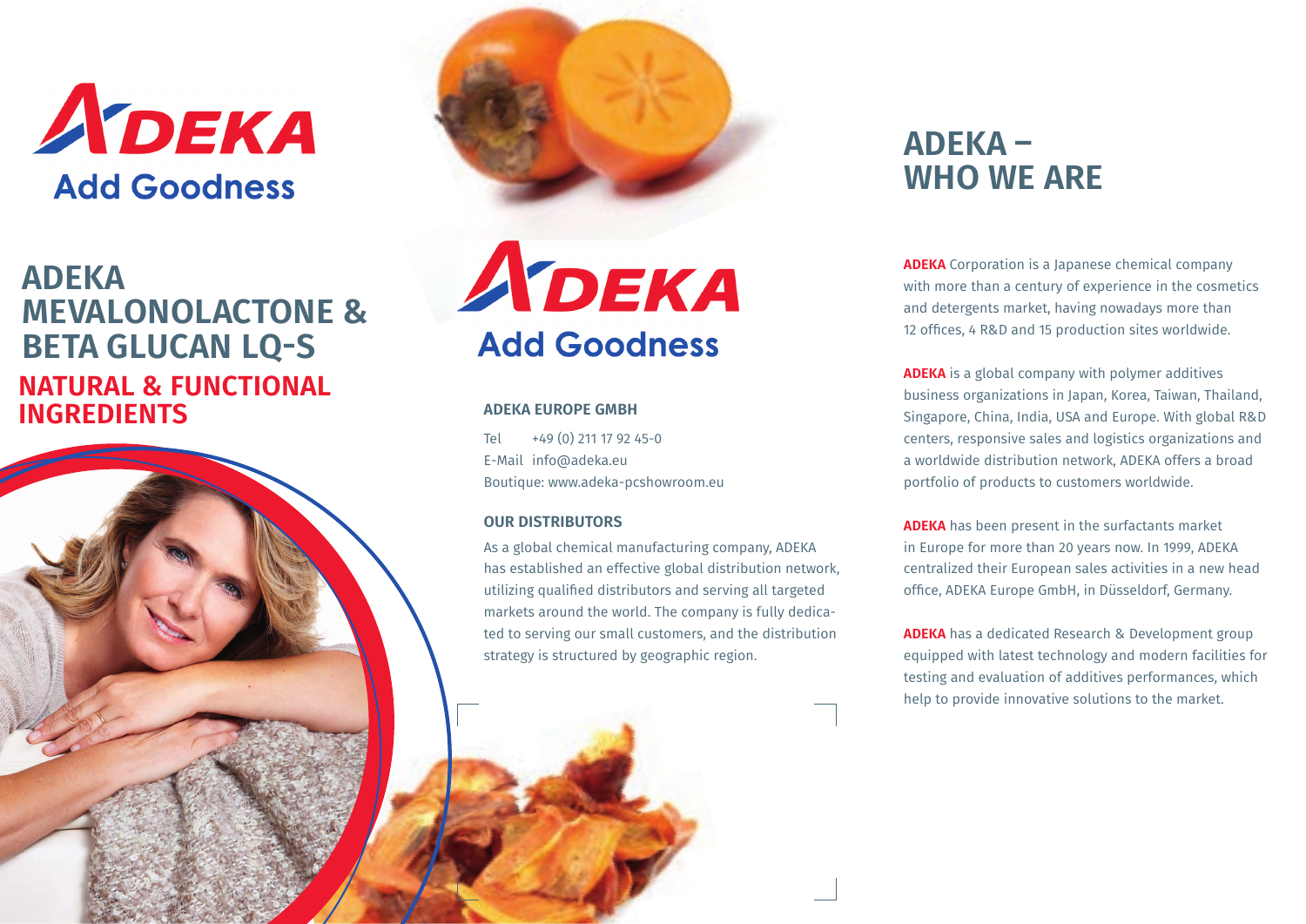ADEKA

Add Goodness

# ADEKA MEVALONOLACTONE & BETA GLUCAN LQ-S

## NATURAL & FUNCTIONAL INGREDIENTS

ADEKA

Add Goodness

### ADEKA EUROPE GMBH

Tel +49 (0) 211 17 92 45-0
E-Mail info@adeka.eu
Boutique: www.adeka-pcshowroom.eu

### OUR DISTRIBUTORS

As a global chemical manufacturing company, ADEKA has established an effective global distribution network, utilizing qualified distributors and serving all targeted markets around the world. The company is fully dedicated to serving our small customers, and the distribution strategy is structured by geographic region.

## ADEKA – WHO WE ARE

**ADEKA** Corporation is a Japanese chemical company with more than a century of experience in the cosmetics and detergents market, having nowadays more than 12 offices, 4 R&D and 15 production sites worldwide.

**ADEKA** is a global company with polymer additives business organizations in Japan, Korea, Taiwan, Thailand, Singapore, China, India, USA and Europe. With global R&D centers, responsive sales and logistics organizations and a worldwide distribution network, ADEKA offers a broad portfolio of products to customers worldwide.

**ADEKA** has been present in the surfactants market in Europe for more than 20 years now. In 1999, ADEKA centralized their European sales activities in a new head office, ADEKA Europe GmbH, in Düsseldorf, Germany.

**ADEKA** has a dedicated Research & Development group equipped with latest technology and modern facilities for testing and evaluation of additives performances, which help to provide innovative solutions to the market.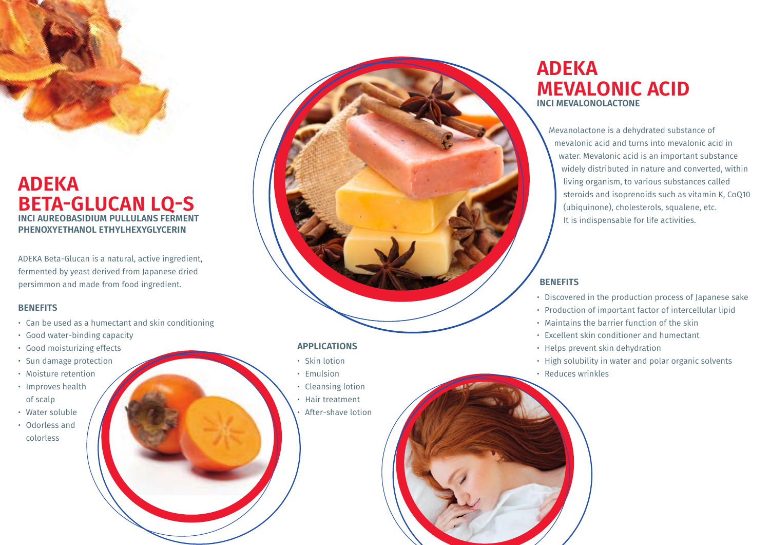# ADEKA BETA-GLUCAN LQ-S

**INCI AUREOBASIDIUM PULLULANS FERMENT PHENOXYETHANOL ETHYLHEXYGLYCERIN**

ADEKA Beta-Glucan is a natural, active ingredient, fermented by yeast derived from Japanese dried persimmon and made from food ingredient.

### BENEFITS

- Can be used as a humectant and skin conditioning
- Good water-binding capacity
- Good moisturizing effects
- Sun damage protection
- Moisture retention
- Improves health of scalp
- Water soluble
- Odorless and colorless

### APPLICATIONS

- Skin lotion
- Emulsion
- Cleansing lotion
- Hair treatment
- After-shave lotion

# ADEKA MEVALONIC ACID

**INCI MEVALONOLACTONE**

Mevanolactone is a dehydrated substance of mevalonic acid and turns into mevalonic acid in water. Mevalonic acid is an important substance widely distributed in nature and converted, within living organism, to various substances called steroids and isoprenoids such as vitamin K, CoQ10 (ubiquinone), cholesterols, squalene, etc. It is indispensable for life activities.

### BENEFITS

- Discovered in the production process of Japanese sake
- Production of important factor of intercellular lipid
- Maintains the barrier function of the skin
- Excellent skin conditioner and humectant
- Helps prevent skin dehydration
- High solubility in water and polar organic solvents
- Reduces wrinkles